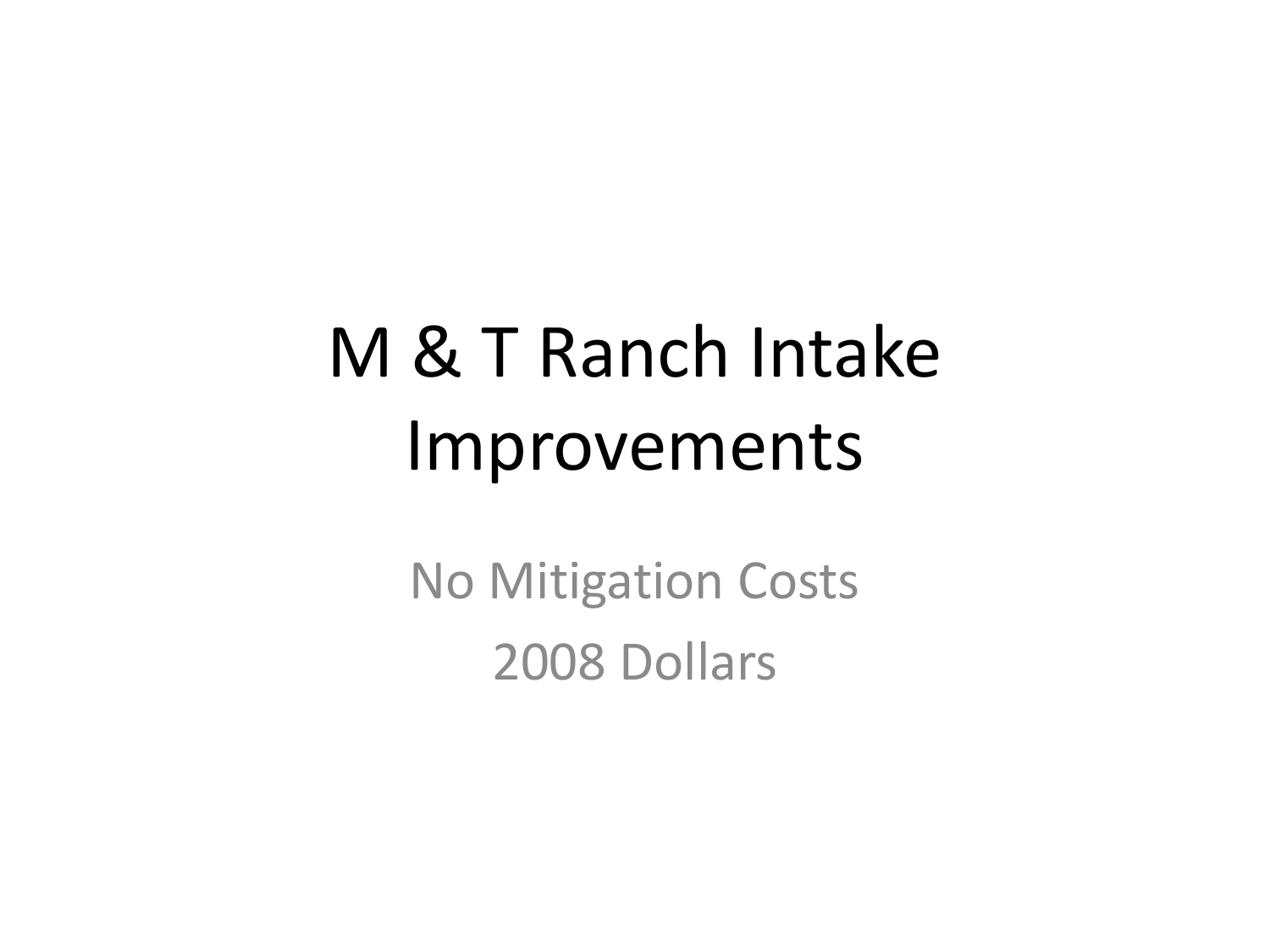# M & T Ranch Intake Improvements

No Mitigation Costs

2008 Dollars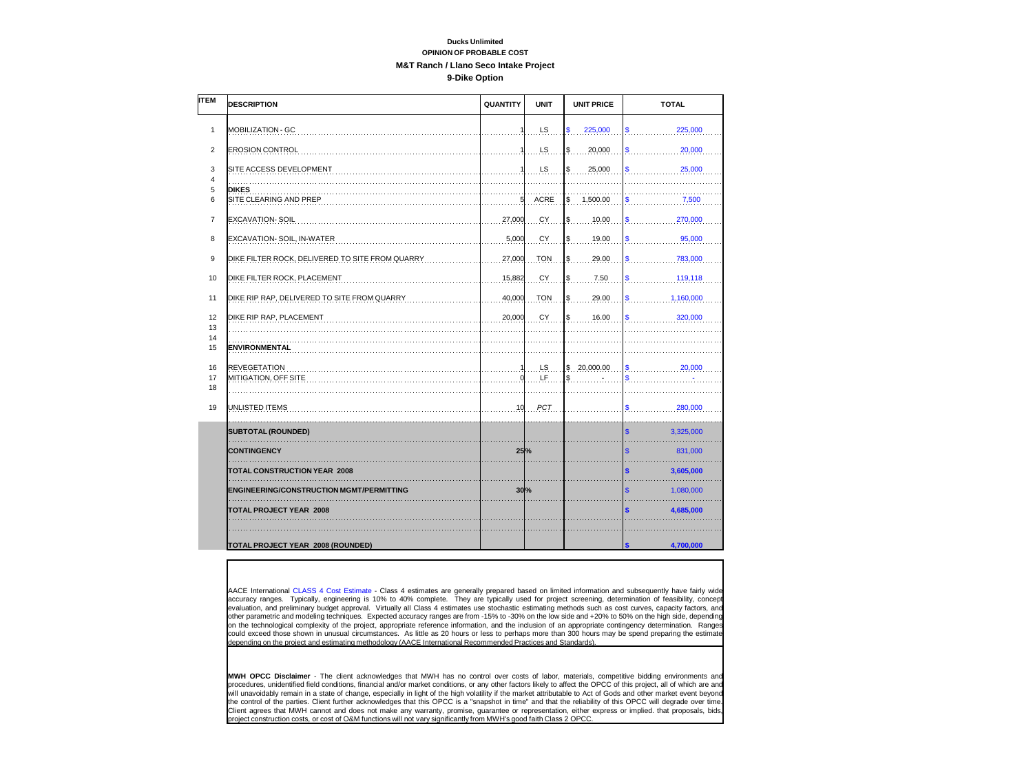**Ducks Unlimited**

**OPINION OF PROBABLE COST**

**M&T Ranch / Llano Seco Intake Project**

**9-Dike Option**

| ITEM | DESCRIPTION | QUANTITY | UNIT | UNIT PRICE | TOTAL |
|---|---|---|---|---|---|
| 1 | MOBILIZATION - GC | 1 | LS | $ 225,000 | $ 225,000 |
| 2 | EROSION CONTROL | 1 | LS | $ 20,000 | $ 20,000 |
| 3 | SITE ACCESS DEVELOPMENT | 1 | LS | $ 25,000 | $ 25,000 |
| 4 | | | | | |
| 5 | **DIKES** | | | | |
| 6 | SITE CLEARING AND PREP | 5 | ACRE | $ 1,500.00 | $ 7,500 |
| 7 | EXCAVATION- SOIL | 27,000 | CY | $ 10.00 | $ 270,000 |
| 8 | EXCAVATION- SOIL, IN-WATER | 5,000 | CY | $ 19.00 | $ 95,000 |
| 9 | DIKE FILTER ROCK, DELIVERED TO SITE FROM QUARRY | 27,000 | TON | $ 29.00 | $ 783,000 |
| 10 | DIKE FILTER ROCK, PLACEMENT | 15,882 | CY | $ 7.50 | $ 119,118 |
| 11 | DIKE RIP RAP, DELIVERED TO SITE FROM QUARRY | 40,000 | TON | $ 29.00 | $ 1,160,000 |
| 12 | DIKE RIP RAP, PLACEMENT | 20,000 | CY | $ 16.00 | $ 320,000 |
| 13 | | | | | |
| 14 | | | | | |
| 15 | **ENVIRONMENTAL** | | | | |
| 16 | REVEGETATION | 1 | LS | $ 20,000.00 | $ 20,000 |
| 17 | MITIGATION, OFF SITE | 0 | LF | $ - | $ - |
| 18 | | | | | |
| 19 | UNLISTED ITEMS | 10 | PCT | | $ 280,000 |
| | **SUBTOTAL (ROUNDED)** | | | | $ 3,325,000 |
| | **CONTINGENCY** | 25% | | | $ 831,000 |
| | **TOTAL CONSTRUCTION YEAR 2008** | | | | **$ 3,605,000** |
| | **ENGINEERING/CONSTRUCTION MGMT/PERMITTING** | 30% | | | $ 1,080,000 |
| | **TOTAL PROJECT YEAR 2008** | | | | **$ 4,685,000** |
| | | | | | |
| | **TOTAL PROJECT YEAR 2008 (ROUNDED)** | | | | **$ 4,700,000** |

AACE International CLASS 4 Cost Estimate - Class 4 estimates are generally prepared based on limited information and subsequently have fairly wide accuracy ranges. Typically, engineering is 10% to 40% complete. They are typically used for project screening, determination of feasibility, concept evaluation, and preliminary budget approval. Virtually all Class 4 estimates use stochastic estimating methods such as cost curves, capacity factors, and other parametric and modeling techniques. Expected accuracy ranges are from -15% to -30% on the low side and +20% to 50% on the high side, depending on the technological complexity of the project, appropriate reference information, and the inclusion of an appropriate contingency determination. Ranges could exceed those shown in unusual circumstances. As little as 20 hours or less to perhaps more than 300 hours may be spend preparing the estimate depending on the project and estimating methodology (AACE International Recommended Practices and Standards).

**MWH OPCC Disclaimer** - The client acknowledges that MWH has no control over costs of labor, materials, competitive bidding environments and procedures, unidentified field conditions, financial and/or market conditions, or any other factors likely to affect the OPCC of this project, all of which are and will unavoidably remain in a state of change, especially in light of the high volatility if the market attributable to Act of Gods and other market event beyond the control of the parties. Client further acknowledges that this OPCC is a "snapshot in time" and that the reliability of this OPCC will degrade over time. Client agrees that MWH cannot and does not make any warranty, promise, guarantee or representation, either express or implied. that proposals, bids, project construction costs, or cost of O&M functions will not vary significantly from MWH's good faith Class 2 OPCC.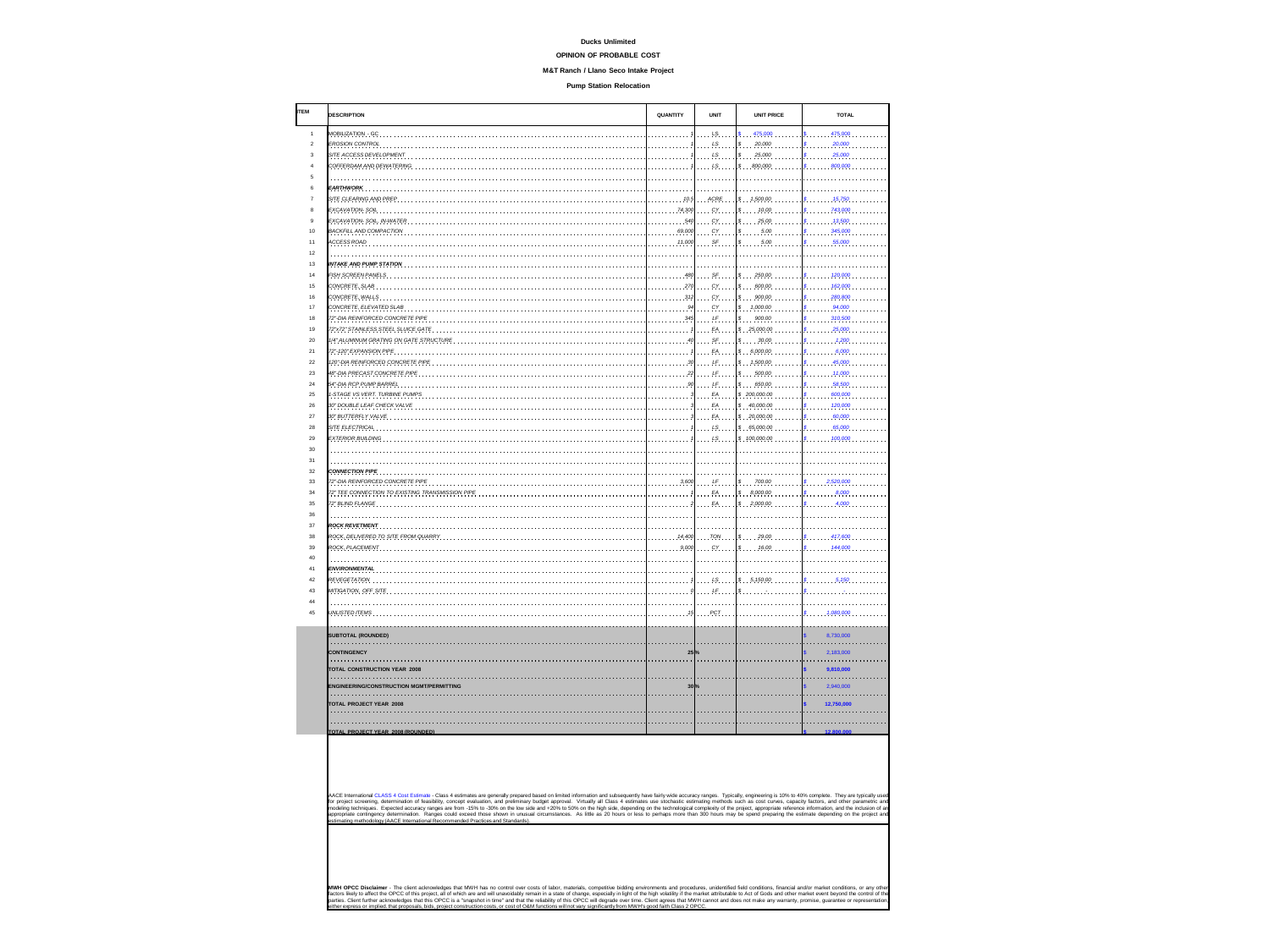**Ducks Unlimited**

**OPINION OF PROBABLE COST**

**M&T Ranch / Llano Seco Intake Project**

**Pump Station Relocation**

| ITEM | DESCRIPTION | QUANTITY | UNIT | UNIT PRICE | TOTAL |
|---|---|---|---|---|---|
| 1 | *MOBILIZATION - GC* | *1* | *LS* | $ 475,000 | $ 475,000 |
| 2 | *EROSION CONTROL* | *1* | *LS* | $ 20,000 | $ 20,000 |
| 3 | *SITE ACCESS DEVELOPMENT* | *1* | *LS* | $ 25,000 | $ 25,000 |
| 4 | *COFFERDAM AND DEWATERING* | *1* | *LS* | $ 800,000 | $ 800,000 |
| 5 | | | | | |
| 6 | ***EARTHWORK*** | | | | |
| 7 | *SITE CLEARING AND PREP* | *10.5* | *ACRE* | $ 1,500.00 | $ 15,750 |
| 8 | *EXCAVATION, SOIL* | *74,300* | *CY* | $ 10.00 | $ 743,000 |
| 9 | *EXCAVATION, SOIL, IN-WATER* | *540* | *CY* | $ 25.00 | $ 13,500 |
| 10 | *BACKFILL AND COMPACTION* | *69,000* | *CY* | $ 5.00 | $ 345,000 |
| 11 | *ACCESS ROAD* | *11,000* | *SF* | $ 5.00 | $ 55,000 |
| 12 | | | | | |
| 13 | ***INTAKE AND PUMP STATION*** | | | | |
| 14 | *FISH SCREEN PANELS* | *480* | *SF* | $ 250.00 | $ 120,000 |
| 15 | *CONCRETE, SLAB* | *270* | *CY* | $ 600.00 | $ 162,000 |
| 16 | *CONCRETE, WALLS* | *312* | *CY* | $ 900.00 | $ 280,800 |
| 17 | *CONCRETE, ELEVATED SLAB* | *94* | *CY* | $ 1,000.00 | $ 94,000 |
| 18 | *72"-DIA REINFORCED CONCRETE PIPE* | *345* | *LF* | $ 900.00 | $ 310,500 |
| 19 | *72"x72" STAINLESS STEEL SLUICE GATE* | *1* | *EA* | $ 25,000.00 | $ 25,000 |
| 20 | *1/4" ALUMINUM GRATING ON GATE STRUCTURE* | *40* | *SF* | $ 30.00 | $ 1,200 |
| 21 | *72"-120" EXPANSION PIPE* | *1* | *EA* | $ 6,000.00 | $ 6,000 |
| 22 | *120"-DIA REINFORCED CONCRETE PIPE* | *30* | *LF* | $ 1,500.00 | $ 45,000 |
| 23 | *48"-DIA PRECAST CONCRETE PIPE* | *22* | *LF* | $ 500.00 | $ 11,000 |
| 24 | *54"-DIA RCP PUMP BARREL* | *90* | *LF* | $ 650.00 | $ 58,500 |
| 25 | *1-STAGE VS VERT. TURBINE PUMPS* | *3* | *EA* | $ 200,000.00 | $ 600,000 |
| 26 | *30" DOUBLE LEAF CHECK VALVE* | *3* | *EA* | $ 40,000.00 | $ 120,000 |
| 27 | *30" BUTTERFLY VALVE* | *3* | *EA* | $ 20,000.00 | $ 60,000 |
| 28 | *SITE ELECTRICAL* | *1* | *LS* | $ 65,000.00 | $ 65,000 |
| 29 | *EXTERIOR BUILDING* | *1* | *LS* | $ 100,000.00 | $ 100,000 |
| 30 | | | | | |
| 31 | | | | | |
| 32 | ***CONNECTION PIPE*** | | | | |
| 33 | *72"-DIA REINFORCED CONCRETE PIPE* | *3,600* | *LF* | $ 700.00 | $ 2,520,000 |
| 34 | *72" TEE CONNECTION TO EXISTING TRANSMISSION PIPE* | *1* | *EA* | $ 8,000.00 | $ 8,000 |
| 35 | *72" BLIND FLANGE* | *2* | *EA* | $ 2,000.00 | $ 4,000 |
| 36 | | | | | |
| 37 | ***ROCK REVETMENT*** | | | | |
| 38 | *ROCK, DELIVERED TO SITE FROM QUARRY* | *14,400* | *TON* | $ 29.00 | $ 417,600 |
| 39 | *ROCK, PLACEMENT* | *9,000* | *CY* | $ 16.00 | $ 144,000 |
| 40 | | | | | |
| 41 | ***ENVIRONMENTAL*** | | | | |
| 42 | *REVEGETATION* | *1* | *LS* | $ 5,150.00 | $ 5,150 |
| 43 | *MITIGATION, OFF SITE* | *0* | *LF* | $ - | $ - |
| 44 | | | | | |
| 45 | *UNLISTED ITEMS* | *15* | *PCT* | | $ 1,080,000 |
| | **SUBTOTAL (ROUNDED)** | | | | $ 8,730,000 |
| | **CONTINGENCY** | **25%** | | | $ 2,183,000 |
| | **TOTAL CONSTRUCTION YEAR 2008** | | | | **$ 9,810,000** |
| | **ENGINEERING/CONSTRUCTION MGMT/PERMITTING** | **30%** | | | $ 2,940,000 |
| | **TOTAL PROJECT YEAR 2008** | | | | **$ 12,750,000** |
| | **TOTAL PROJECT YEAR 2008 (ROUNDED)** | | | | **$ 12,800,000** |

AACE International CLASS 4 Cost Estimate - Class 4 estimates are generally prepared based on limited information and subsequently have fairly wide accuracy ranges. Typically, engineering is 10% to 40% complete. They are typically used for project screening, determination of feasibility, concept evaluation, and preliminary budget approval. Virtually all Class 4 estimates use stochastic estimating methods such as cost curves, capacity factors, and other parametric and modeling techniques. Expected accuracy ranges are from -15% to -30% on the low side and +20% to 50% on the high side, depending on the technological complexity of the project, appropriate reference information, and the inclusion of an appropriate contingency determination. Ranges could exceed those shown in unusual circumstances. As little as 20 hours or less to perhaps more than 300 hours may be spend preparing the estimate depending on the project and estimating methodology (AACE International Recommended Practices and Standards).

**MWH OPCC Disclaimer** - The client acknowledges that MWH has no control over costs of labor, materials, competitive bidding environments and procedures, unidentified field conditions, financial and/or market conditions, or any other factors likely to affect the OPCC of this project, all of which are and will unavoidably remain in a state of change, especially in light of the high volatility if the market attributable to Act of Gods and other market event beyond the control of the parties. Client further acknowledges that this OPCC is a "snapshot in time" and that the reliability of this OPCC will degrade over time. Client agrees that MWH cannot and does not make any warranty, promise, guarantee or representation, either express or implied, that proposals, bids, project construction costs, or cost of O&M functions will not vary significantly from MWH's good faith Class 2 OPCC.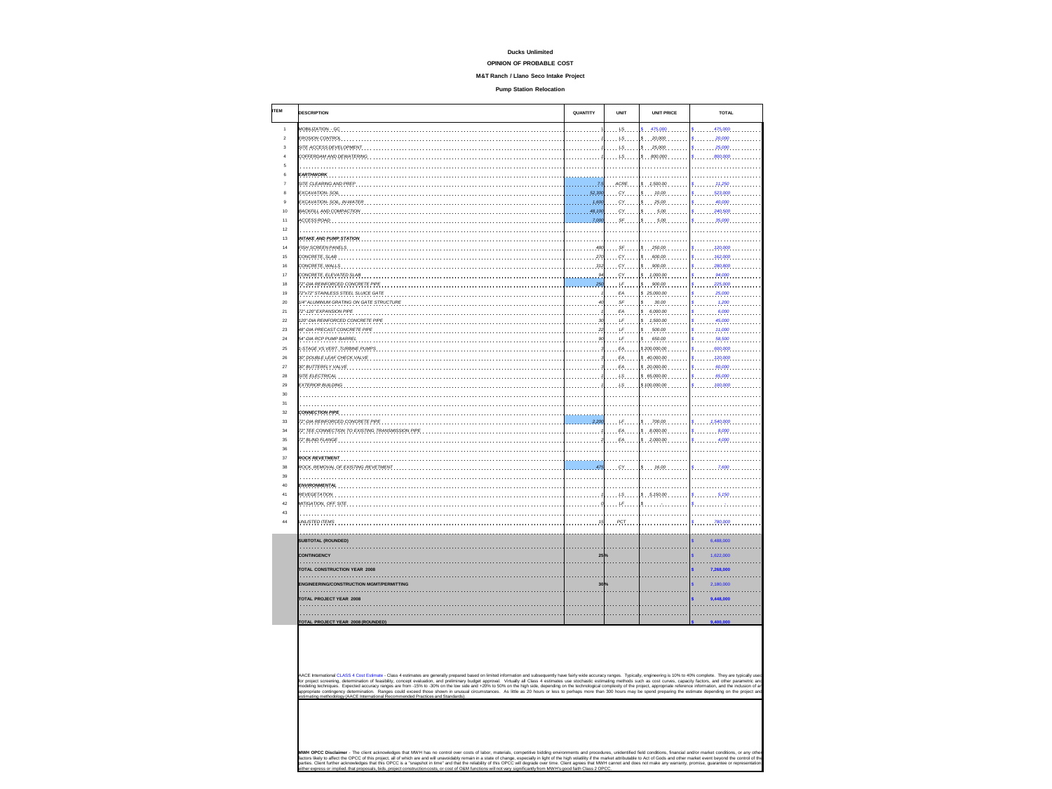**Ducks Unlimited**

**OPINION OF PROBABLE COST**

**M&T Ranch / Llano Seco Intake Project**

**Pump Station Relocation**

| ITEM | DESCRIPTION | QUANTITY | UNIT | UNIT PRICE | TOTAL |
|---|---|---|---|---|---|
| 1 | MOBILIZATION - GC | 1 | LS | $ 475,000 | $ 475,000 |
| 2 | EROSION CONTROL | 1 | LS | $ 20,000 | $ 20,000 |
| 3 | SITE ACCESS DEVELOPMENT | 1 | LS | $ 25,000 | $ 25,000 |
| 4 | COFFERDAM AND DEWATERING | 1 | LS | $ 800,000 | $ 800,000 |
| 5 | | | | | |
| 6 | **EARTHWORK** | | | | |
| 7 | SITE CLEARING AND PREP | 7.5 | ACRE | $ 1,500.00 | $ 11,250 |
| 8 | EXCAVATION- SOIL | 52,300 | CY | $ 10.00 | $ 523,000 |
| 9 | EXCAVATION- SOIL, IN-WATER | 1,600 | CY | $ 25.00 | $ 40,000 |
| 10 | BACKFILL AND COMPACTION | 48,100 | CY | $ 5.00 | $ 240,500 |
| 11 | ACCESS ROAD | 7,000 | SF | $ 5.00 | $ 35,000 |
| 12 | | | | | |
| 13 | **INTAKE AND PUMP STATION** | | | | |
| 14 | FISH SCREEN PANELS | 480 | SF | $ 250.00 | $ 120,000 |
| 15 | CONCRETE SLAB | 270 | CY | $ 600.00 | $ 162,000 |
| 16 | CONCRETE WALLS | 312 | CY | $ 900.00 | $ 280,800 |
| 17 | CONCRETE ELEVATED SLAB | 94 | CY | $ 1,000.00 | $ 94,000 |
| 18 | 72"-DIA REINFORCED CONCRETE PIPE | 250 | LF | $ 900.00 | $ 225,000 |
| 19 | 72"x72" STAINLESS STEEL SLUICE GATE | 1 | EA | $ 25,000.00 | $ 25,000 |
| 20 | 1/4" ALUMINUM GRATING ON GATE STRUCTURE | 40 | SF | $ 30.00 | $ 1,200 |
| 21 | 72"-120" EXPANSION PIPE | 1 | EA | $ 6,000.00 | $ 6,000 |
| 22 | 120"-DIA REINFORCED CONCRETE PIPE | 30 | LF | $ 1,500.00 | $ 45,000 |
| 23 | 48"-DIA PRECAST CONCRETE PIPE | 22 | LF | $ 500.00 | $ 11,000 |
| 24 | 54"-DIA RCP PUMP BARREL | 90 | LF | $ 650.00 | $ 58,500 |
| 25 | 1-STAGE VS VERT. TURBINE PUMPS | 3 | EA | $ 200,000.00 | $ 600,000 |
| 26 | 30" DOUBLE LEAF CHECK VALVE | 3 | EA | $ 40,000.00 | $ 120,000 |
| 27 | 30" BUTTERFLY VALVE | 3 | EA | $ 20,000.00 | $ 60,000 |
| 28 | SITE ELECTRICAL | 1 | LS | $ 65,000.00 | $ 65,000 |
| 29 | EXTERIOR BUILDING | 1 | LS | $ 100,000.00 | $ 100,000 |
| 30 | | | | | |
| 31 | | | | | |
| 32 | **CONNECTION PIPE** | | | | |
| 33 | 72"-DIA REINFORCED CONCRETE PIPE | 2,200 | LF | $ 700.00 | $ 1,540,000 |
| 34 | 72" TEE CONNECTION TO EXISTING TRANSMISSION PIPE | 1 | EA | $ 8,000.00 | $ 8,000 |
| 35 | 72" BLIND FLANGE | 2 | EA | $ 2,000.00 | $ 4,000 |
| 36 | | | | | |
| 37 | **ROCK REVETMENT** | | | | |
| 38 | ROCK REMOVAL OF EXISTING REVETMENT | 475 | CY | $ 16.00 | $ 7,600 |
| 39 | | | | | |
| 40 | **ENVIRONMENTAL** | | | | |
| 41 | REVEGETATION | 1 | LS | $ 5,150.00 | $ 5,150 |
| 42 | MITIGATION, OFF SITE | 0 | LF | $ - | $ - |
| 43 | | | | | |
| 44 | UNLISTED ITEMS | 15 | PCT | | $ 780,000 |
| | **SUBTOTAL (ROUNDED)** | | | | $ 6,488,000 |
| | **CONTINGENCY** | 25% | | | $ 1,622,000 |
| | **TOTAL CONSTRUCTION YEAR 2008** | | | | $ 7,268,000 |
| | **ENGINEERING/CONSTRUCTION MGMT/PERMITTING** | 30% | | | $ 2,180,000 |
| | **TOTAL PROJECT YEAR 2008** | | | | $ 9,448,000 |
| | | | | | |
| | **TOTAL PROJECT YEAR 2008 (ROUNDED)** | | | | $ 9,400,000 |

AACE International CLASS 4 Cost Estimate - Class 4 estimates are generally prepared based on limited information and subsequently have fairly wide accuracy ranges. Typically, engineering is 10% to 40% complete. They are typically used for project screening, determination of feasibility, concept evaluation, and preliminary budget approval. Virtually all Class 4 estimates use stochastic estimating methods such as cost curves, capacity factors, and other parametric and modeling techniques. Expected accuracy ranges are from -15% to -30% on the low side and +20% to 50% on the high side, depending on the technological complexity of the project, appropriate reference information, and the inclusion of an appropriate contingency determination. Ranges could exceed those shown in unusual circumstances. As little as 20 hours or less to perhaps more than 300 hours may be spend preparing the estimate depending on the project and estimating methodology (AACE International Recommended Practices and Standards).

**MWH OPCC Disclaimer** - The client acknowledges that MWH has no control over costs of labor, materials, competitive bidding environments and procedures, unidentified field conditions, financial and/or market conditions, or any other factors likely to affect the OPCC of this project, all of which are and will unavoidably remain in a state of change, especially in light of the high volatility if the market attributable to Act of Gods and other market event beyond the control of the parties. Client further acknowledges that this OPCC is a "snapshot in time" and that the reliability of this OPCC will degrade over time. Client agrees that MWH cannot and does not make any warranty, promise, guarantee or representation either express or implied, that proposals, bids, project construction costs, or cost of O&M functions will not vary significantly from MWH's good faith Class 2 OPCC.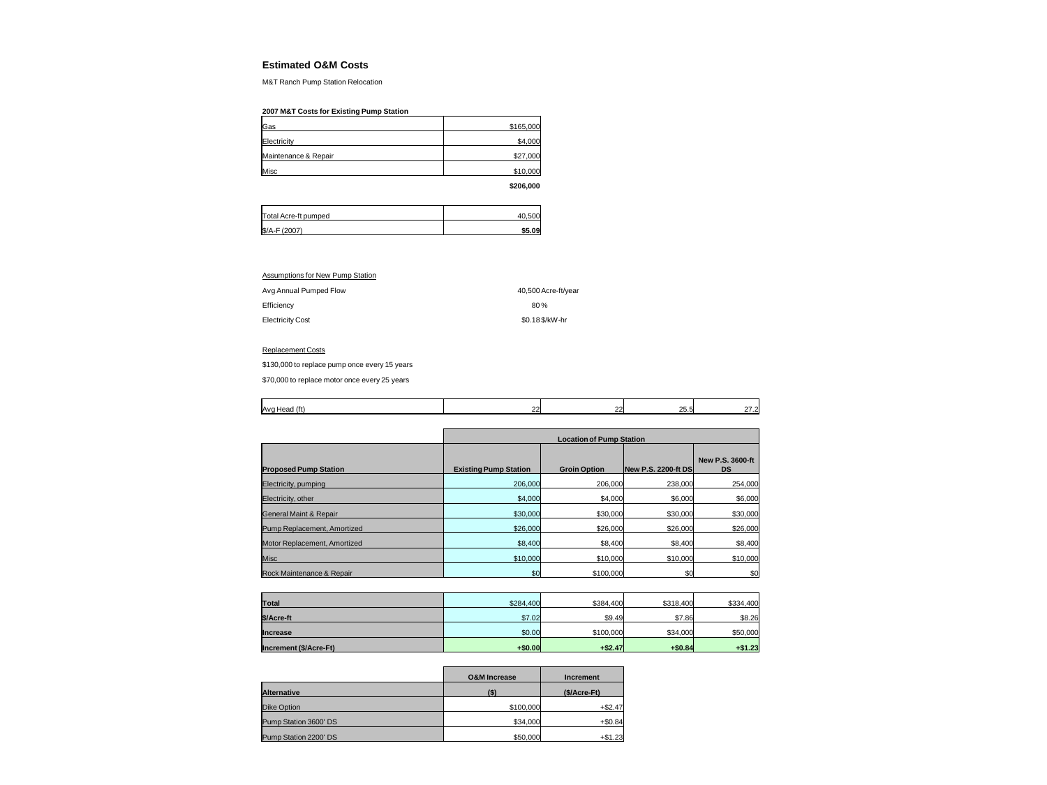# Estimated O&M Costs

M&T Ranch Pump Station Relocation

**2007 M&T Costs for Existing Pump Station**

| | |
|---|---|
| Gas | \$165,000 |
| Electricity | \$4,000 |
| Maintenance & Repair | \$27,000 |
| Misc | \$10,000 |
| | **\$206,000** |

| | |
|---|---|
| Total Acre-ft pumped | 40,500 |
| \$/A-F (2007) | **\$5.09** |

Assumptions for New Pump Station

| | |
|---|---|
| Avg Annual Pumped Flow | 40,500 Acre-ft/year |
| Efficiency | 80 % |
| Electricity Cost | \$0.18 \$/kW-hr |

Replacement Costs

\$130,000 to replace pump once every 15 years

\$70,000 to replace motor once every 25 years

| | Location of Pump Station | | | |
|---|---|---|---|---|
| Avg Head (ft) | 22 | 22 | 25.5 | 27.2 |
| **Proposed Pump Station** | **Existing Pump Station** | **Groin Option** | **New P.S. 2200-ft DS** | **New P.S. 3600-ft DS** |
| Electricity, pumping | 206,000 | 206,000 | 238,000 | 254,000 |
| Electricity, other | \$4,000 | \$4,000 | \$6,000 | \$6,000 |
| General Maint & Repair | \$30,000 | \$30,000 | \$30,000 | \$30,000 |
| Pump Replacement, Amortized | \$26,000 | \$26,000 | \$26,000 | \$26,000 |
| Motor Replacement, Amortized | \$8,400 | \$8,400 | \$8,400 | \$8,400 |
| Misc | \$10,000 | \$10,000 | \$10,000 | \$10,000 |
| Rock Maintenance & Repair | \$0 | \$100,000 | \$0 | \$0 |
| **Total** | \$284,400 | \$384,400 | \$318,400 | \$334,400 |
| **\$/Acre-ft** | \$7.02 | \$9.49 | \$7.86 | \$8.26 |
| **Increase** | \$0.00 | \$100,000 | \$34,000 | \$50,000 |
| **Increment (\$/Acre-Ft)** | **+\$0.00** | **+\$2.47** | **+\$0.84** | **+\$1.23** |

| | **O&M Increase** | **Increment** |
|---|---|---|
| **Alternative** | **(\$)** | **(\$/Acre-Ft)** |
| Dike Option | \$100,000 | +\$2.47 |
| Pump Station 3600' DS | \$34,000 | +\$0.84 |
| Pump Station 2200' DS | \$50,000 | +\$1.23 |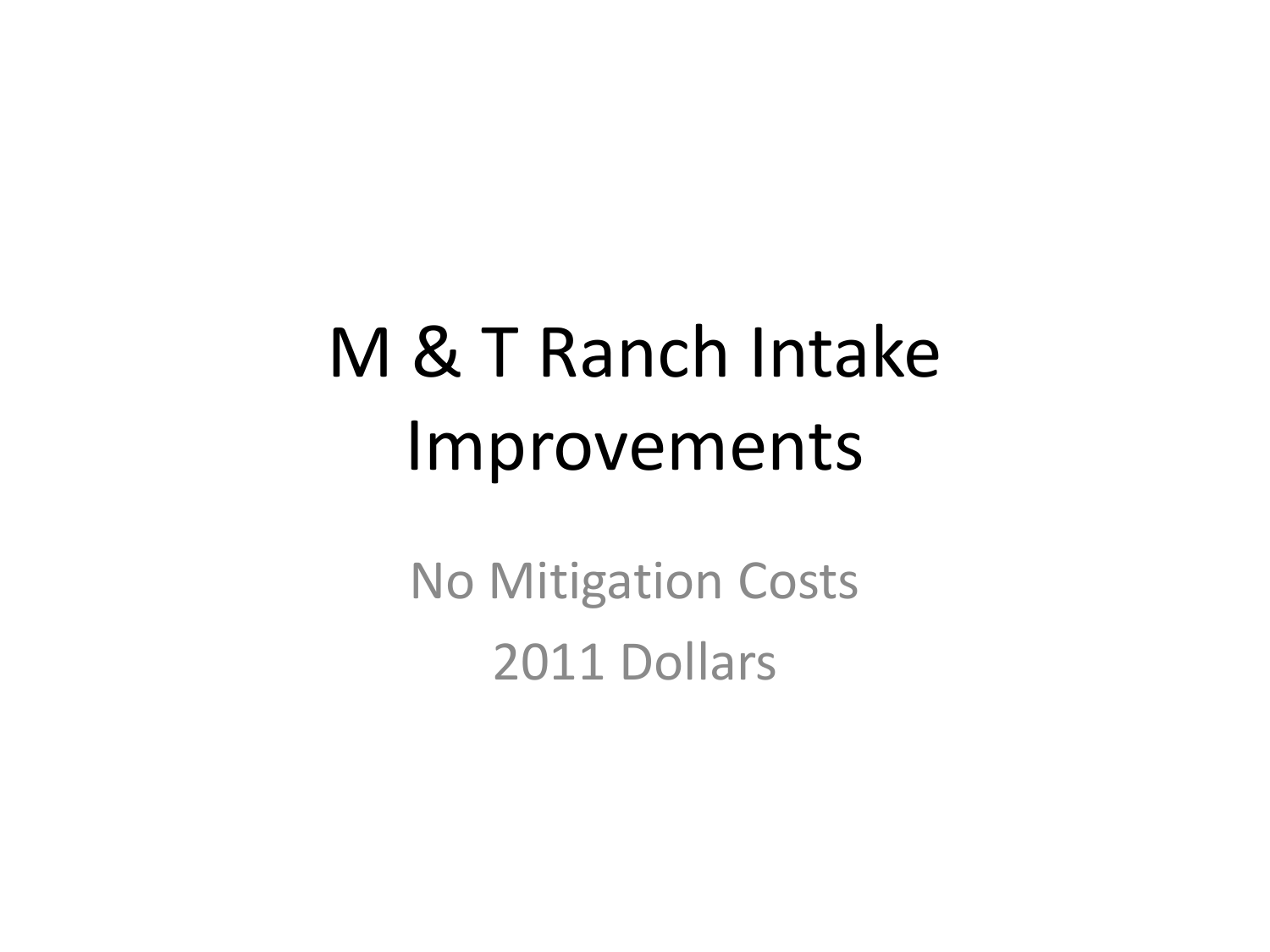# M & T Ranch Intake Improvements

No Mitigation Costs

2011 Dollars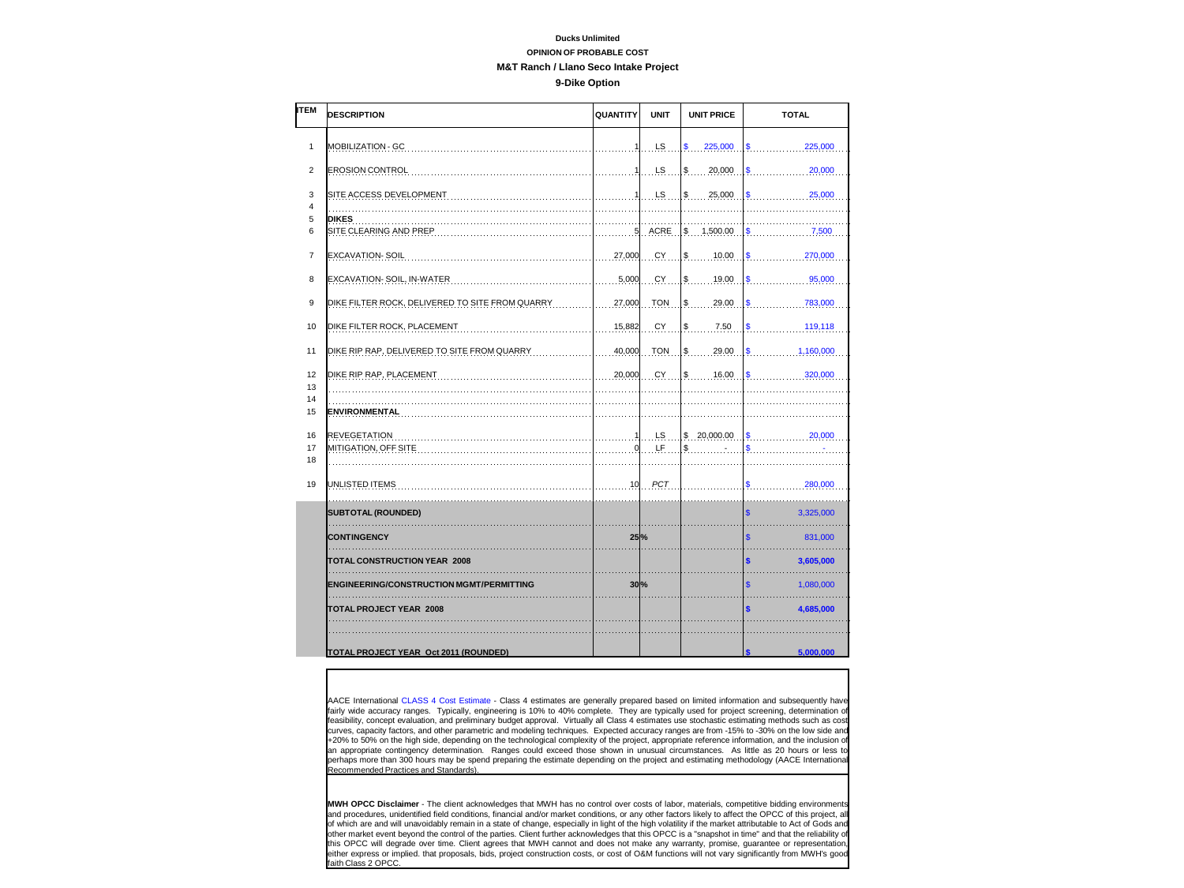**Ducks Unlimited**

**OPINION OF PROBABLE COST**

**M&T Ranch / Llano Seco Intake Project**

**9-Dike Option**

| ITEM | DESCRIPTION | QUANTITY | UNIT | UNIT PRICE | TOTAL |
|---|---|---|---|---|---|
| 1 | MOBILIZATION - GC | 1 | LS | $ 225,000 | $ 225,000 |
| 2 | EROSION CONTROL | 1 | LS | $ 20,000 | $ 20,000 |
| 3 | SITE ACCESS DEVELOPMENT | 1 | LS | $ 25,000 | $ 25,000 |
| 4 | | | | | |
| 5 | **DIKES** | | | | |
| 6 | SITE CLEARING AND PREP | 5 | ACRE | $ 1,500.00 | $ 7,500 |
| 7 | EXCAVATION- SOIL | 27,000 | CY | $ 10.00 | $ 270,000 |
| 8 | EXCAVATION- SOIL, IN-WATER | 5,000 | CY | $ 19.00 | $ 95,000 |
| 9 | DIKE FILTER ROCK, DELIVERED TO SITE FROM QUARRY | 27,000 | TON | $ 29.00 | $ 783,000 |
| 10 | DIKE FILTER ROCK, PLACEMENT | 15,882 | CY | $ 7.50 | $ 119,118 |
| 11 | DIKE RIP RAP, DELIVERED TO SITE FROM QUARRY | 40,000 | TON | $ 29.00 | $ 1,160,000 |
| 12 | DIKE RIP RAP, PLACEMENT | 20,000 | CY | $ 16.00 | $ 320,000 |
| 13 | | | | | |
| 14 | | | | | |
| 15 | **ENVIRONMENTAL** | | | | |
| 16 | REVEGETATION | 1 | LS | $ 20,000.00 | $ 20,000 |
| 17 | MITIGATION, OFF SITE | 0 | LF | $ - | $ - |
| 18 | | | | | |
| 19 | UNLISTED ITEMS | 10 | *PCT* | | $ 280,000 |
| | **SUBTOTAL (ROUNDED)** | | | | $ 3,325,000 |
| | **CONTINGENCY** | 25% | | | $ 831,000 |
| | **TOTAL CONSTRUCTION YEAR 2008** | | | | **$ 3,605,000** |
| | **ENGINEERING/CONSTRUCTION MGMT/PERMITTING** | 30% | | | $ 1,080,000 |
| | **TOTAL PROJECT YEAR 2008** | | | | **$ 4,685,000** |
| | | | | | |
| | **TOTAL PROJECT YEAR Oct 2011 (ROUNDED)** | | | | **$ 5,000,000** |

AACE International CLASS 4 Cost Estimate - Class 4 estimates are generally prepared based on limited information and subsequently have fairly wide accuracy ranges. Typically, engineering is 10% to 40% complete. They are typically used for project screening, determination of feasibility, concept evaluation, and preliminary budget approval. Virtually all Class 4 estimates use stochastic estimating methods such as cost curves, capacity factors, and other parametric and modeling techniques. Expected accuracy ranges are from -15% to -30% on the low side and +20% to 50% on the high side, depending on the technological complexity of the project, appropriate reference information, and the inclusion of an appropriate contingency determination. Ranges could exceed those shown in unusual circumstances. As little as 20 hours or less to perhaps more than 300 hours may be spend preparing the estimate depending on the project and estimating methodology (AACE International Recommended Practices and Standards).

**MWH OPCC Disclaimer** - The client acknowledges that MWH has no control over costs of labor, materials, competitive bidding environments and procedures, unidentified field conditions, financial and/or market conditions, or any other factors likely to affect the OPCC of this project, all of which are and will unavoidably remain in a state of change, especially in light of the high volatility if the market attributable to Act of Gods and other market event beyond the control of the parties. Client further acknowledges that this OPCC is a "snapshot in time" and that the reliability of this OPCC will degrade over time. Client agrees that MWH cannot and does not make any warranty, promise, guarantee or representation, either express or implied. that proposals, bids, project construction costs, or cost of O&M functions will not vary significantly from MWH's good faith Class 2 OPCC.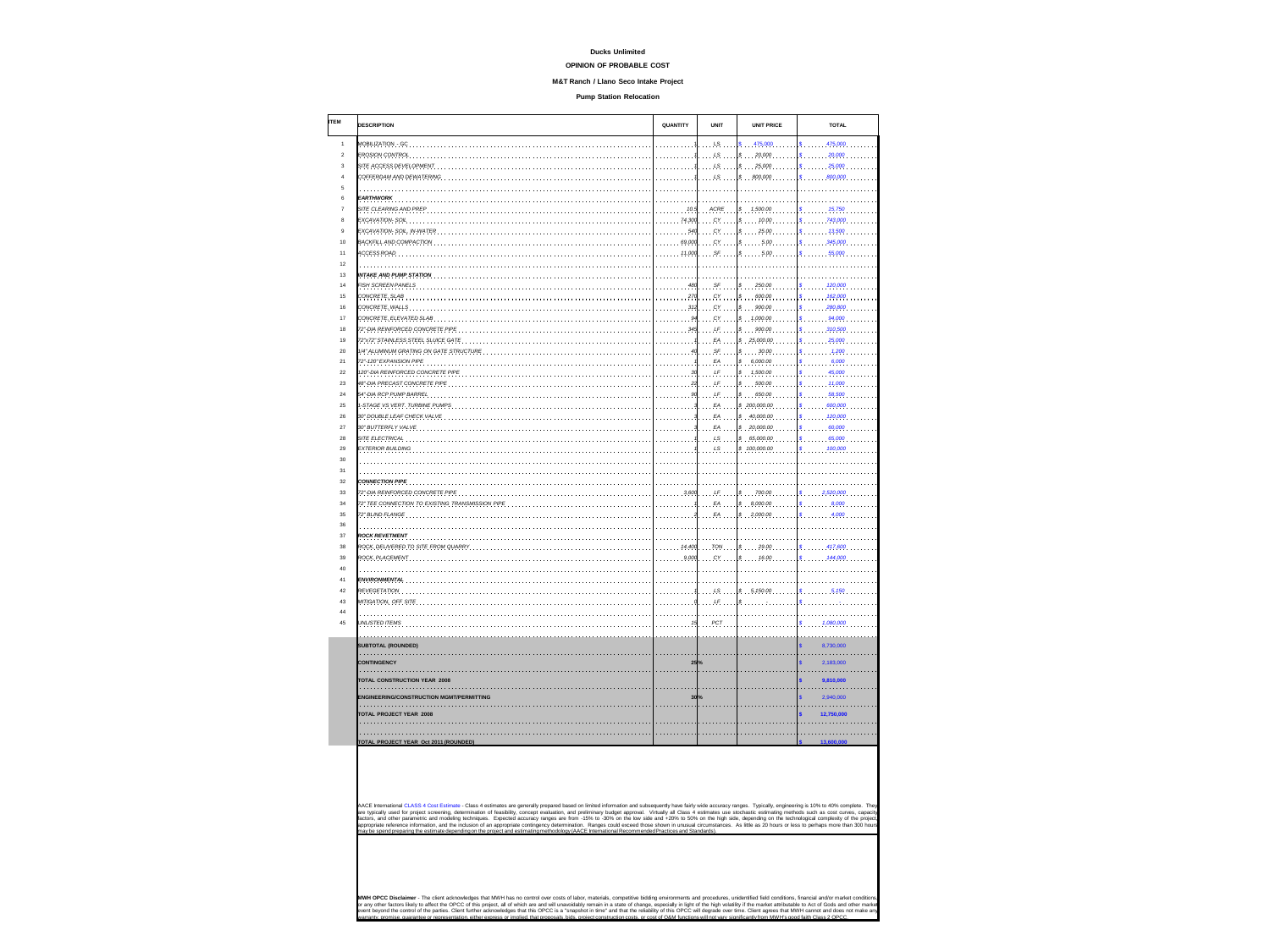**Ducks Unlimited**

**OPINION OF PROBABLE COST**

**M&T Ranch / Llano Seco Intake Project**

**Pump Station Relocation**

| ITEM | DESCRIPTION | QUANTITY | UNIT | UNIT PRICE | TOTAL |
|---|---|---|---|---|---|
| 1 | MOBILIZATION - GC | 1 | LS | $ 475,000 | $ 475,000 |
| 2 | EROSION CONTROL | 1 | LS | $ 20,000 | $ 20,000 |
| 3 | SITE ACCESS DEVELOPMENT | 1 | LS | $ 25,000 | $ 25,000 |
| 4 | COFFERDAM AND DEWATERING | 1 | LS | $ 800,000 | $ 800,000 |
| 5 | | | | | |
| 6 | ***EARTHWORK*** | | | | |
| 7 | SITE CLEARING AND PREP | 10.5 | ACRE | $ 1,500.00 | $ 15,750 |
| 8 | EXCAVATION- SOIL | 74,300 | CY | $ 10.00 | $ 743,000 |
| 9 | EXCAVATION- SOIL, IN-WATER | 540 | CY | $ 25.00 | $ 13,500 |
| 10 | BACKFILL AND COMPACTION | 69,000 | CY | $ 5.00 | $ 345,000 |
| 11 | ACCESS ROAD | 11,000 | SF | $ 5.00 | $ 55,000 |
| 12 | | | | | |
| 13 | ***INTAKE AND PUMP STATION*** | | | | |
| 14 | FISH SCREEN PANELS | 480 | SF | $ 250.00 | $ 120,000 |
| 15 | CONCRETE SLAB | 270 | CY | $ 600.00 | $ 162,000 |
| 16 | CONCRETE WALLS | 312 | CY | $ 900.00 | $ 280,800 |
| 17 | CONCRETE ELEVATED SLAB | 94 | CY | $ 1,000.00 | $ 94,000 |
| 18 | 72"-DIA REINFORCED CONCRETE PIPE | 345 | LF | $ 900.00 | $ 310,500 |
| 19 | 72"x72" STAINLESS STEEL SLUICE GATE | 1 | EA | $ 25,000.00 | $ 25,000 |
| 20 | 1/4" ALUMINUM GRATING ON GATE STRUCTURE | 40 | SF | $ 30.00 | $ 1,200 |
| 21 | 72"-120" EXPANSION PIPE | 1 | EA | $ 6,000.00 | $ 6,000 |
| 22 | 120"-DIA REINFORCED CONCRETE PIPE | 30 | LF | $ 1,500.00 | $ 45,000 |
| 23 | 48"-DIA PRECAST CONCRETE PIPE | 22 | LF | $ 500.00 | $ 11,000 |
| 24 | 54"-DIA RCP PUMP BARREL | 90 | LF | $ 650.00 | $ 58,500 |
| 25 | 1-STAGE VS VERT. TURBINE PUMPS | 3 | EA | $ 200,000.00 | $ 600,000 |
| 26 | 30" DOUBLE LEAF CHECK VALVE | 3 | EA | $ 40,000.00 | $ 120,000 |
| 27 | 30" BUTTERFLY VALVE | 3 | EA | $ 20,000.00 | $ 60,000 |
| 28 | SITE ELECTRICAL | 1 | LS | $ 65,000.00 | $ 65,000 |
| 29 | EXTERIOR BUILDING | 1 | LS | $ 100,000.00 | $ 100,000 |
| 30 | | | | | |
| 31 | | | | | |
| 32 | ***CONNECTION PIPE*** | | | | |
| 33 | 72"-DIA REINFORCED CONCRETE PIPE | 3,600 | LF | $ 700.00 | $ 2,520,000 |
| 34 | 72" TEE CONNECTION TO EXISTING TRANSMISSION PIPE | 1 | EA | $ 8,000.00 | $ 8,000 |
| 35 | 72" BLIND FLANGE | 2 | EA | $ 2,000.00 | $ 4,000 |
| 36 | | | | | |
| 37 | ***ROCK REVETMENT*** | | | | |
| 38 | ROCK, DELIVERED TO SITE FROM QUARRY | 14,400 | TON | $ 29.00 | $ 417,600 |
| 39 | ROCK, PLACEMENT | 9,000 | CY | $ 16.00 | $ 144,000 |
| 40 | | | | | |
| 41 | ***ENVIRONMENTAL*** | | | | |
| 42 | REVEGETATION | 1 | LS | $ 5,150.00 | $ 5,150 |
| 43 | MITIGATION, OFF SITE | 0 | LF | $ - | $ - |
| 44 | | | | | |
| 45 | UNLISTED ITEMS | 15 | PCT | | $ 1,080,000 |
| | **SUBTOTAL (ROUNDED)** | | | | $ 8,730,000 |
| | **CONTINGENCY** | 25% | | | $ 2,183,000 |
| | **TOTAL CONSTRUCTION YEAR 2008** | | | | **$ 9,810,000** |
| | **ENGINEERING/CONSTRUCTION MGMT/PERMITTING** | 30% | | | $ 2,940,000 |
| | **TOTAL PROJECT YEAR 2008** | | | | **$ 12,750,000** |
| | | | | | |
| | **TOTAL PROJECT YEAR Oct 2011 (ROUNDED)** | | | | **$ 13,600,000** |

AACE International CLASS 4 Cost Estimate - Class 4 estimates are generally prepared based on limited information and subsequently have fairly wide accuracy ranges. Typically, engineering is 10% to 40% complete. They are typically used for project screening, determination of feasibility, concept evaluation, and preliminary budget approval. Virtually all Class 4 estimates use stochastic estimating methods such as cost curves, capacity factors, and other parametric and modeling techniques. Expected accuracy ranges are from -15% to -30% on the low side and +20% to 50% on the high side, depending on the technological complexity of the project, appropriate reference information, and the inclusion of an appropriate contingency determination. Ranges could exceed those shown in unusual circumstances. As little as 20 hours or less to perhaps more than 300 hours may be spend preparing the estimate depending on the project and estimating methodology (AACE International Recommended Practices and Standards).

**MWH OPCC Disclaimer** - The client acknowledges that MWH has no control over costs of labor, materials, competitive bidding environments and procedures, unidentified field conditions, financial and/or market conditions, or any other factors likely to affect the OPCC of this project, all of which are and will unavoidably remain in a state of change, especially in light of the high volatility if the market attributable to Act of Gods and other market event beyond the control of the parties. Client further acknowledges that this OPCC is a "snapshot in time" and that the reliability of this OPCC will degrade over time. Client agrees that MWH cannot and does not make any warranty, promise, guarantee or representation, either express or implied that proposals, bids, project construction costs, or cost of O&M functions will not vary significantly from MWH's good faith Class 2 OPCC.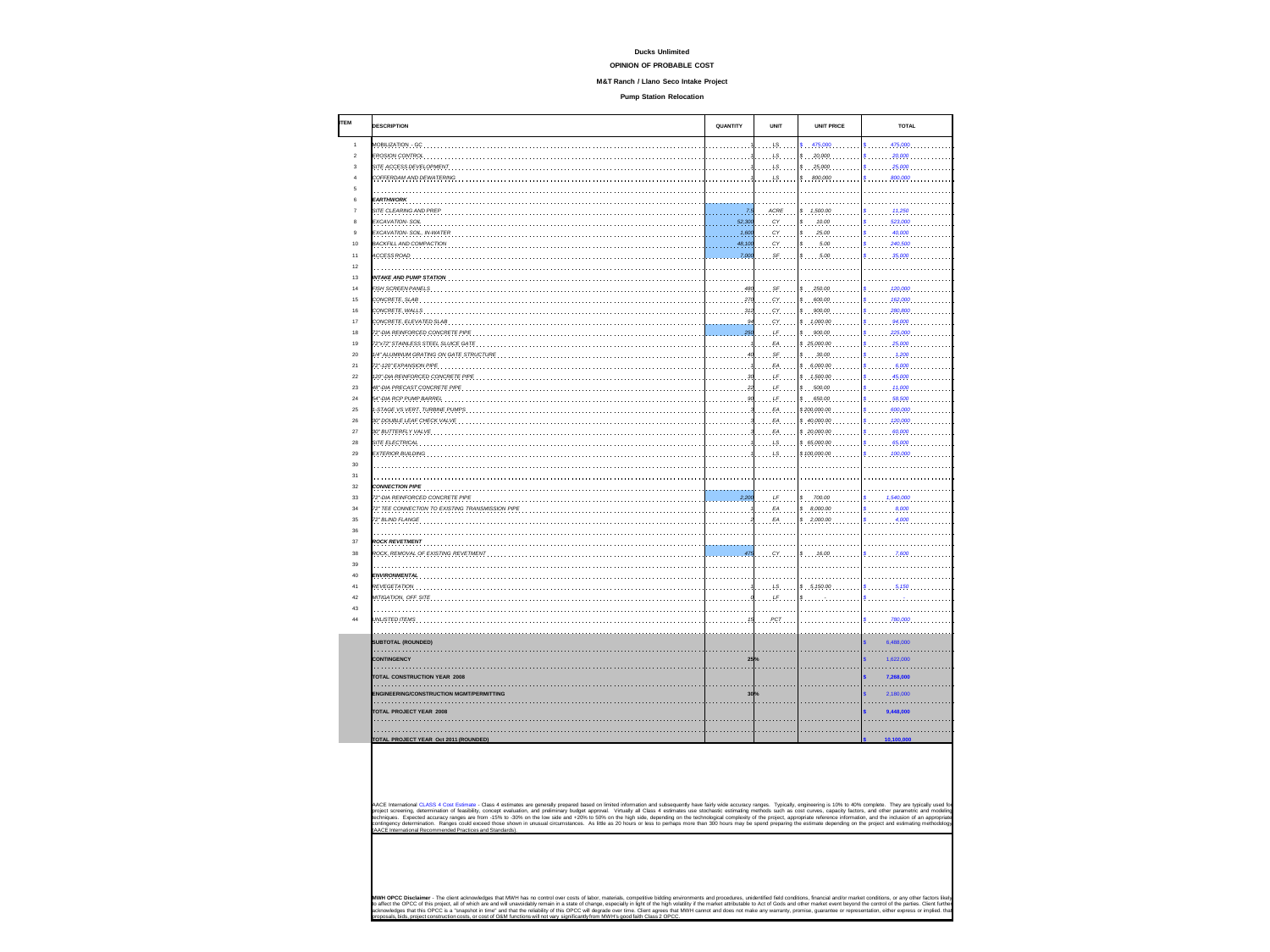**Ducks Unlimited**

**OPINION OF PROBABLE COST**

**M&T Ranch / Llano Seco Intake Project**

**Pump Station Relocation**

| ITEM | DESCRIPTION | QUANTITY | UNIT | UNIT PRICE | TOTAL |
|---|---|---|---|---|---|
| 1 | MOBILIZATION - GC | 1 | LS | $ 475,000 | $ 475,000 |
| 2 | EROSION CONTROL | 1 | LS | $ 20,000 | $ 20,000 |
| 3 | SITE ACCESS DEVELOPMENT | 1 | LS | $ 25,000 | $ 25,000 |
| 4 | COFFERDAM AND DEWATERING | 1 | LS | $ 800,000 | $ 800,000 |
| 5 | | | | | |
| 6 | **EARTHWORK** | | | | |
| 7 | SITE CLEARING AND PREP | 7.5 | ACRE | $ 1,500.00 | $ 11,250 |
| 8 | EXCAVATION- SOIL | 52,300 | CY | $ 10.00 | $ 523,000 |
| 9 | EXCAVATION- SOIL, IN-WATER | 1,600 | CY | $ 25.00 | $ 40,000 |
| 10 | BACKFILL AND COMPACTION | 48,100 | CY | $ 5.00 | $ 240,500 |
| 11 | ACCESS ROAD | 7,000 | SF | $ 5.00 | $ 35,000 |
| 12 | | | | | |
| 13 | **INTAKE AND PUMP STATION** | | | | |
| 14 | FISH SCREEN PANELS | 480 | SF | $ 250.00 | $ 120,000 |
| 15 | CONCRETE, SLAB | 270 | CY | $ 600.00 | $ 162,000 |
| 16 | CONCRETE, WALLS | 312 | CY | $ 900.00 | $ 280,800 |
| 17 | CONCRETE, ELEVATED SLAB | 94 | CY | $ 1,000.00 | $ 94,000 |
| 18 | 72" DIA REINFORCED CONCRETE PIPE | 250 | LF | $ 900.00 | $ 225,000 |
| 19 | 72"x72" STAINLESS STEEL SLUICE GATE | 1 | EA | $ 25,000.00 | $ 25,000 |
| 20 | 1/4" ALUMINUM GRATING ON GATE STRUCTURE | 40 | SF | $ 30.00 | $ 1,200 |
| 21 | 72"-120" EXPANSION PIPE | 1 | EA | $ 6,000.00 | $ 6,000 |
| 22 | 120" DIA REINFORCED CONCRETE PIPE | 30 | LF | $ 1,500.00 | $ 45,000 |
| 23 | 48" DIA PRECAST CONCRETE PIPE | 22 | LF | $ 500.00 | $ 11,000 |
| 24 | 54" DIA RCP PUMP BARREL | 90 | LF | $ 650.00 | $ 58,500 |
| 25 | 1-STAGE VS VERT. TURBINE PUMPS | 3 | EA | $ 200,000.00 | $ 600,000 |
| 26 | 30" DOUBLE LEAF CHECK VALVE | 3 | EA | $ 40,000.00 | $ 120,000 |
| 27 | 30" BUTTERFLY VALVE | 3 | EA | $ 20,000.00 | $ 60,000 |
| 28 | SITE ELECTRICAL | 1 | LS | $ 65,000.00 | $ 65,000 |
| 29 | EXTERIOR BUILDING | 1 | LS | $ 100,000.00 | $ 100,000 |
| 30 | | | | | |
| 31 | | | | | |
| 32 | **CONNECTION PIPE** | | | | |
| 33 | 72" DIA REINFORCED CONCRETE PIPE | 2,200 | LF | $ 700.00 | $ 1,540,000 |
| 34 | 72" TEE CONNECTION TO EXISTING TRANSMISSION PIPE | 1 | EA | $ 8,000.00 | $ 8,000 |
| 35 | 72" BLIND FLANGE | 2 | EA | $ 2,000.00 | $ 4,000 |
| 36 | | | | | |
| 37 | **ROCK REVETMENT** | | | | |
| 38 | ROCK, REMOVAL OF EXISTING REVETMENT | 475 | CY | $ 16.00 | $ 7,600 |
| 39 | | | | | |
| 40 | **ENVIRONMENTAL** | | | | |
| 41 | REVEGETATION | 1 | LS | $ 5,150.00 | $ 5,150 |
| 42 | MITIGATION, OFF SITE | 0 | LF | $ - | $ - |
| 43 | | | | | |
| 44 | UNLISTED ITEMS | 15 | PCT | | $ 780,000 |
| | **SUBTOTAL (ROUNDED)** | | | | $ 6,488,000 |
| | **CONTINGENCY** | 25% | | | $ 1,622,000 |
| | **TOTAL CONSTRUCTION YEAR 2008** | | | | $ 7,268,000 |
| | **ENGINEERING/CONSTRUCTION MGMT/PERMITTING** | 30% | | | $ 2,180,000 |
| | **TOTAL PROJECT YEAR 2008** | | | | $ 9,448,000 |
| | | | | | |
| | **TOTAL PROJECT YEAR Oct 2011 (ROUNDED)** | | | | $ 10,100,000 |

AACE International CLASS 4 Cost Estimate - Class 4 estimates are generally prepared based on limited information and subsequently have fairly wide accuracy ranges. Typically, engineering is 10% to 40% complete. They are typically used for project screening, determination of feasibility, concept evaluation, and preliminary budget approval. Virtually all Class 4 estimates use stochastic estimating methods such as cost curves, capacity factors, and other parametric and modeling techniques. Expected accuracy ranges are from -15% to -30% on the low side and +20% to 50% on the high side, depending on the technological complexity of the project, appropriate reference information, and the inclusion of an appropriate contingency determination. Ranges could exceed those shown in unusual circumstances. As little as 20 hours or less to perhaps more than 300 hours may be spend preparing the estimate depending on the project and estimating methodology. (AACE International Recommended Practices and Standards).

**MWH OPCC Disclaimer** - The client acknowledges that MWH has no control over costs of labor, materials, competitive bidding environments and procedures, unidentified field conditions, financial and/or market conditions, or any other factors likely to affect the OPCC of this project, all of which are and will unavoidably remain in a state of change, especially in light of the high volatility if the market attributable to Act of Gods and other market event beyond the control of the parties. Client further acknowledges that this OPCC is a "snapshot in time" and that the reliability of this OPCC will degrade over time. Client agrees that MWH cannot and does not make any warranty, promise, guarantee or representation, either express or implied. that proposals, bids, project construction costs, or cost of O&M functions will not vary significantly from MWH's good faith Class 2 OPCC.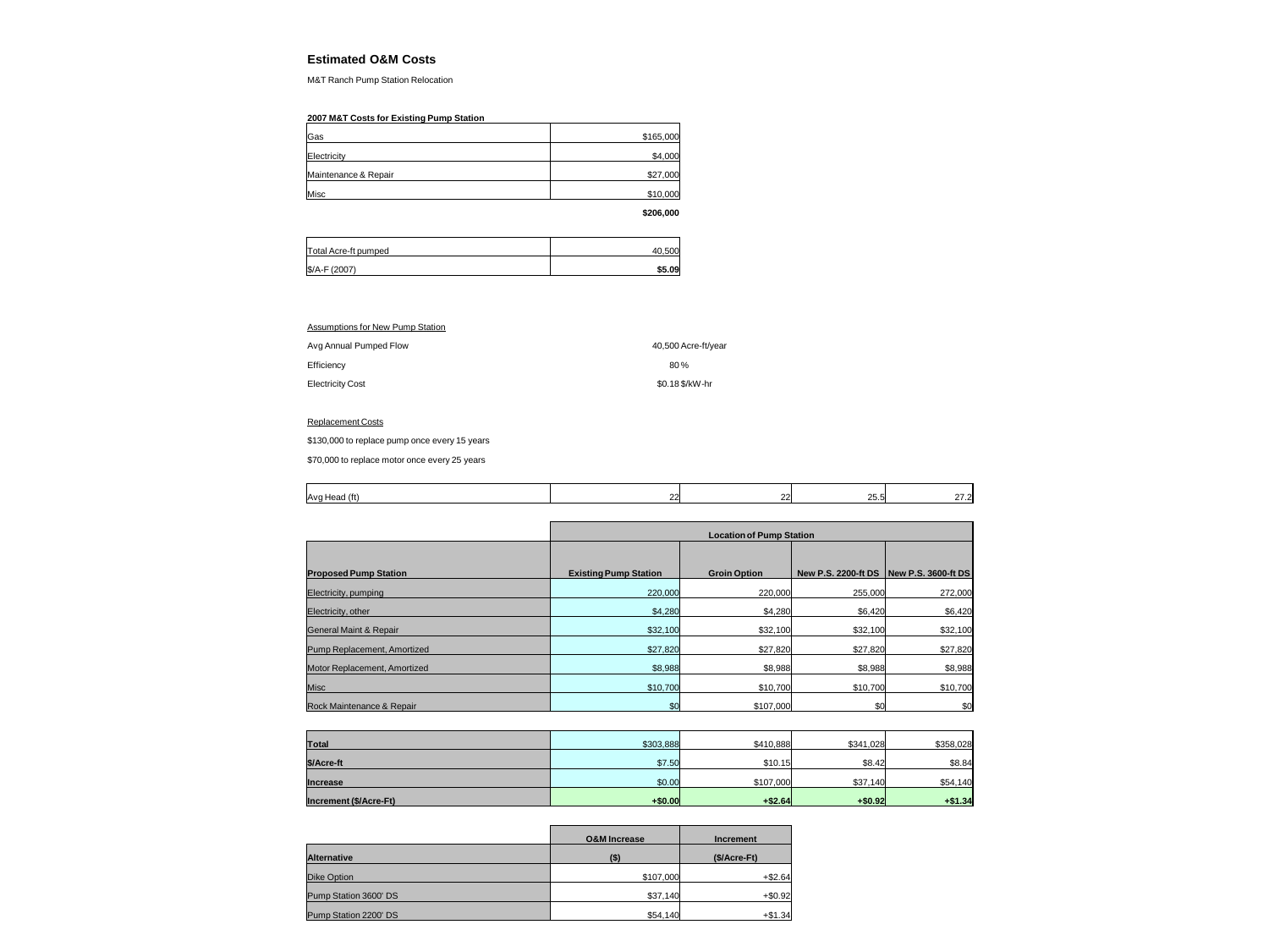## Estimated O&M Costs

M&T Ranch Pump Station Relocation

**2007 M&T Costs for Existing Pump Station**

| | |
|---|---|
| Gas | $165,000 |
| Electricity | $4,000 |
| Maintenance & Repair | $27,000 |
| Misc | $10,000 |
| | **$206,000** |

| | |
|---|---|
| Total Acre-ft pumped | 40,500 |
| $/A-F (2007) | **$5.09** |

Assumptions for New Pump Station

| | |
|---|---|
| Avg Annual Pumped Flow | 40,500 Acre-ft/year |
| Efficiency | 80 % |
| Electricity Cost | $0.18 $/kW-hr |

Replacement Costs

$130,000 to replace pump once every 15 years

$70,000 to replace motor once every 25 years

| | Location of Pump Station | | | |
|---|---|---|---|---|
| Avg Head (ft) | 22 | 22 | 25.5 | 27.2 |
| **Proposed Pump Station** | **Existing Pump Station** | **Groin Option** | **New P.S. 2200-ft DS** | **New P.S. 3600-ft DS** |
| Electricity, pumping | 220,000 | 220,000 | 255,000 | 272,000 |
| Electricity, other | $4,280 | $4,280 | $6,420 | $6,420 |
| General Maint & Repair | $32,100 | $32,100 | $32,100 | $32,100 |
| Pump Replacement, Amortized | $27,820 | $27,820 | $27,820 | $27,820 |
| Motor Replacement, Amortized | $8,988 | $8,988 | $8,988 | $8,988 |
| Misc | $10,700 | $10,700 | $10,700 | $10,700 |
| Rock Maintenance & Repair | $0 | $107,000 | $0 | $0 |
| **Total** | $303,888 | $410,888 | $341,028 | $358,028 |
| **$/Acre-ft** | $7.50 | $10.15 | $8.42 | $8.84 |
| **Increase** | $0.00 | $107,000 | $37,140 | $54,140 |
| **Increment ($/Acre-Ft)** | **+$0.00** | **+$2.64** | **+$0.92** | **+$1.34** |

| | O&M Increase | Increment |
|---|---|---|
| **Alternative** | **($)** | **($/Acre-Ft)** |
| Dike Option | $107,000 | +$2.64 |
| Pump Station 3600' DS | $37,140 | +$0.92 |
| Pump Station 2200' DS | $54,140 | +$1.34 |